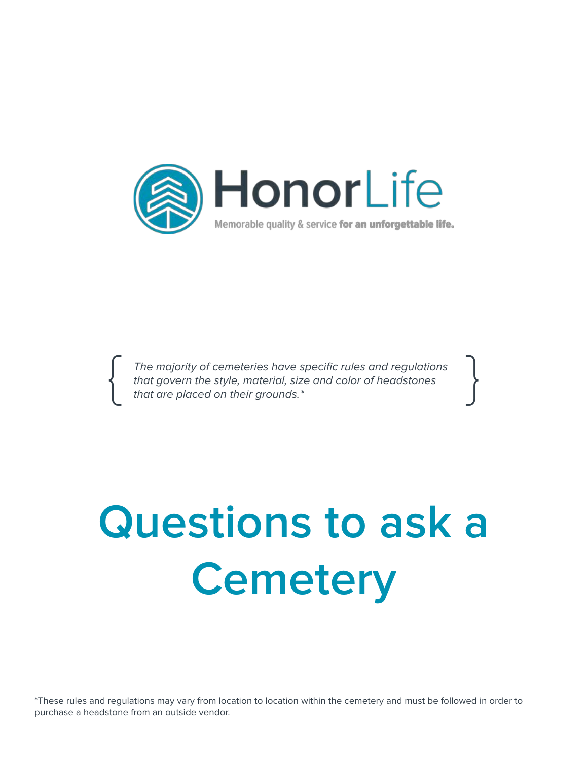HonorLife

Memorable quality & service **for an unforgettable life.**

> *The majority of cemeteries have specific rules and regulations that govern the style, material, size and color of headstones that are placed on their grounds.**

# Questions to ask a Cemetery

*These rules and regulations may vary from location to location within the cemetery and must be followed in order to purchase a headstone from an outside vendor.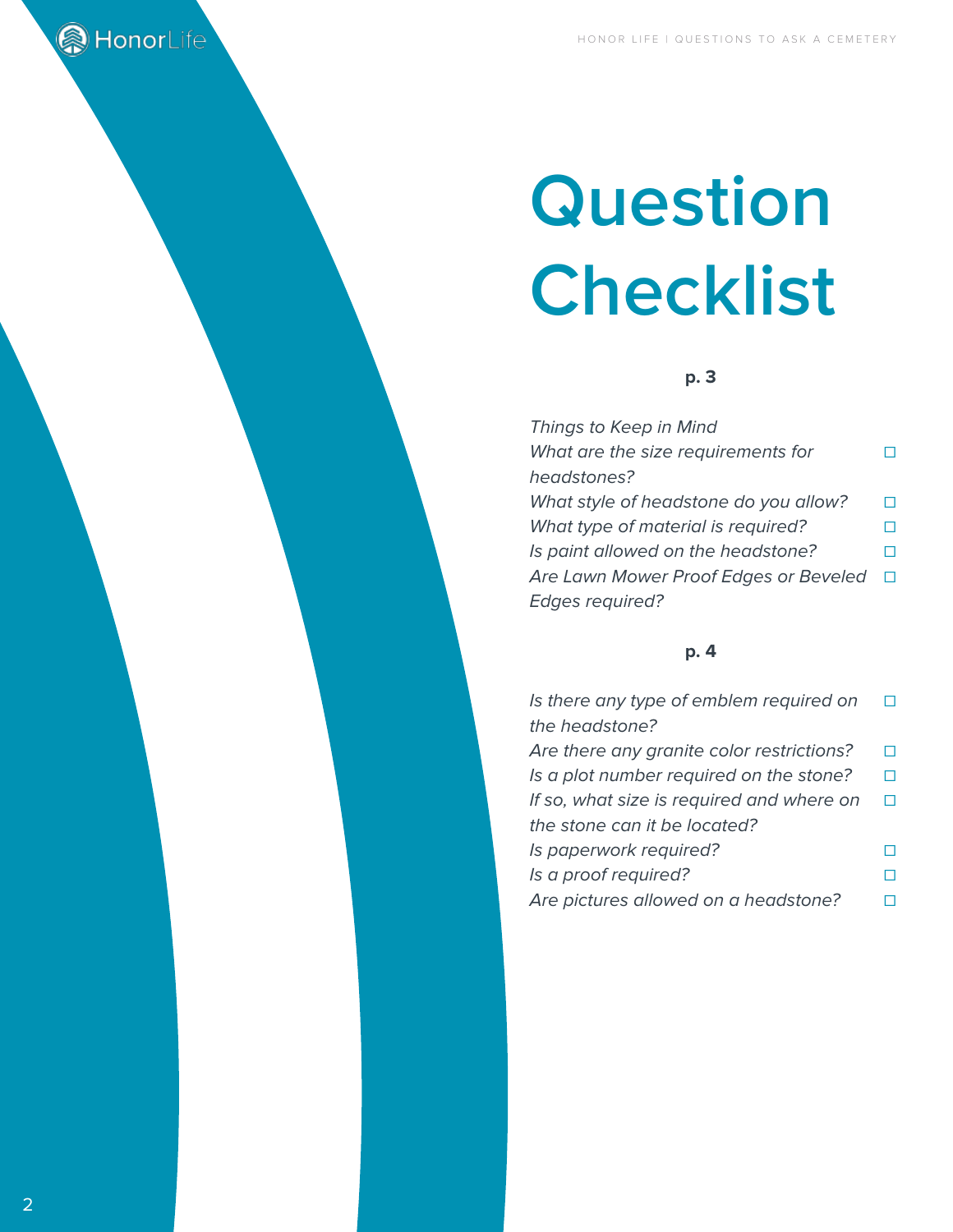# Question Checklist

**p. 3**

*Things to Keep in Mind*

- [ ] *What are the size requirements for headstones?*
- [ ] *What style of headstone do you allow?*
- [ ] *What type of material is required?*
- [ ] *Is paint allowed on the headstone?*
- [ ] *Are Lawn Mower Proof Edges or Beveled Edges required?*

**p. 4**

- [ ] *Is there any type of emblem required on the headstone?*
- [ ] *Are there any granite color restrictions?*
- [ ] *Is a plot number required on the stone?*
- [ ] *If so, what size is required and where on the stone can it be located?*
- [ ] *Is paperwork required?*
- [ ] *Is a proof required?*
- [ ] *Are pictures allowed on a headstone?*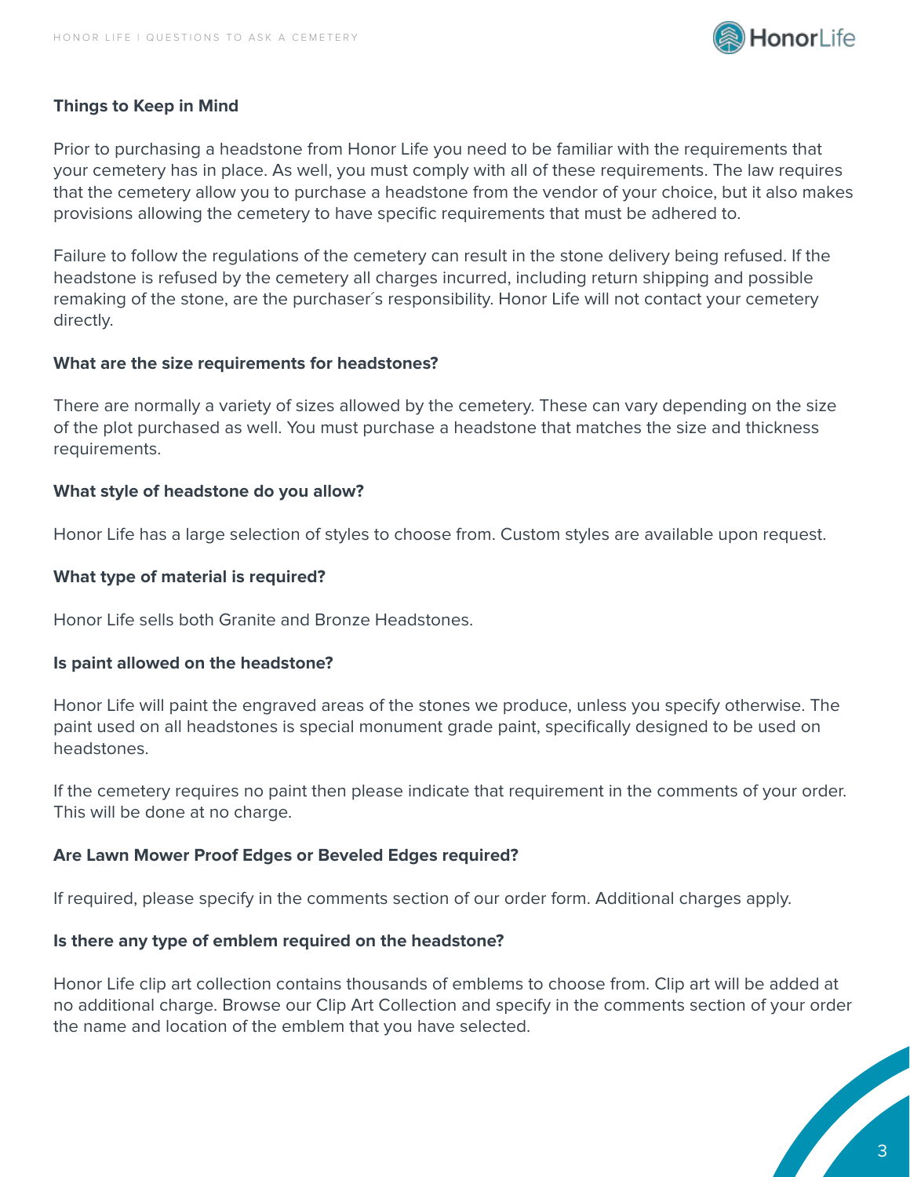**Things to Keep in Mind**

Prior to purchasing a headstone from Honor Life you need to be familiar with the requirements that your cemetery has in place. As well, you must comply with all of these requirements. The law requires that the cemetery allow you to purchase a headstone from the vendor of your choice, but it also makes provisions allowing the cemetery to have specific requirements that must be adhered to.

Failure to follow the regulations of the cemetery can result in the stone delivery being refused. If the headstone is refused by the cemetery all charges incurred, including return shipping and possible remaking of the stone, are the purchaser´s responsibility. Honor Life will not contact your cemetery directly.

**What are the size requirements for headstones?**

There are normally a variety of sizes allowed by the cemetery. These can vary depending on the size of the plot purchased as well. You must purchase a headstone that matches the size and thickness requirements.

**What style of headstone do you allow?**

Honor Life has a large selection of styles to choose from. Custom styles are available upon request.

**What type of material is required?**

Honor Life sells both Granite and Bronze Headstones.

**Is paint allowed on the headstone?**

Honor Life will paint the engraved areas of the stones we produce, unless you specify otherwise. The paint used on all headstones is special monument grade paint, specifically designed to be used on headstones.

If the cemetery requires no paint then please indicate that requirement in the comments of your order. This will be done at no charge.

**Are Lawn Mower Proof Edges or Beveled Edges required?**

If required, please specify in the comments section of our order form. Additional charges apply.

**Is there any type of emblem required on the headstone?**

Honor Life clip art collection contains thousands of emblems to choose from. Clip art will be added at no additional charge. Browse our Clip Art Collection and specify in the comments section of your order the name and location of the emblem that you have selected.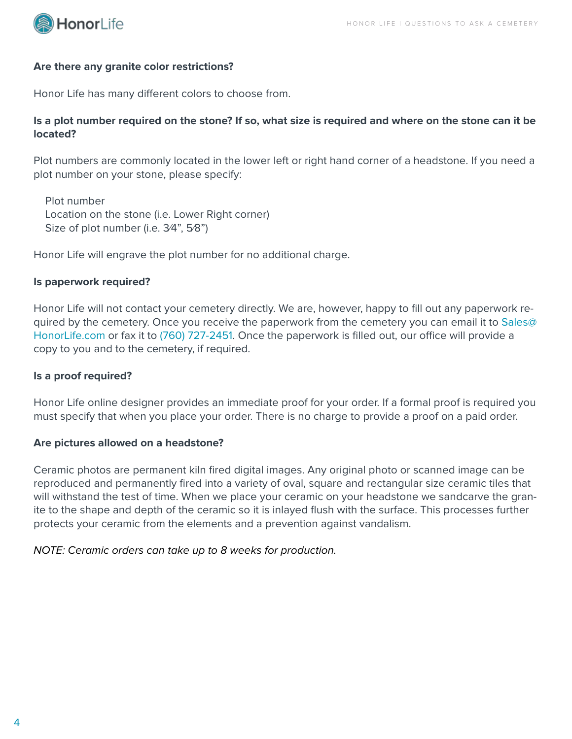**Are there any granite color restrictions?**

Honor Life has many different colors to choose from.

**Is a plot number required on the stone? If so, what size is required and where on the stone can it be located?**

Plot numbers are commonly located in the lower left or right hand corner of a headstone. If you need a plot number on your stone, please specify:

- Plot number
- Location on the stone (i.e. Lower Right corner)
- Size of plot number (i.e. 3⁄4", 5⁄8")

Honor Life will engrave the plot number for no additional charge.

**Is paperwork required?**

Honor Life will not contact your cemetery directly. We are, however, happy to fill out any paperwork required by the cemetery. Once you receive the paperwork from the cemetery you can email it to Sales@HonorLife.com or fax it to (760) 727-2451. Once the paperwork is filled out, our office will provide a copy to you and to the cemetery, if required.

**Is a proof required?**

Honor Life online designer provides an immediate proof for your order. If a formal proof is required you must specify that when you place your order. There is no charge to provide a proof on a paid order.

**Are pictures allowed on a headstone?**

Ceramic photos are permanent kiln fired digital images. Any original photo or scanned image can be reproduced and permanently fired into a variety of oval, square and rectangular size ceramic tiles that will withstand the test of time. When we place your ceramic on your headstone we sandcarve the granite to the shape and depth of the ceramic so it is inlayed flush with the surface. This processes further protects your ceramic from the elements and a prevention against vandalism.

*NOTE: Ceramic orders can take up to 8 weeks for production.*